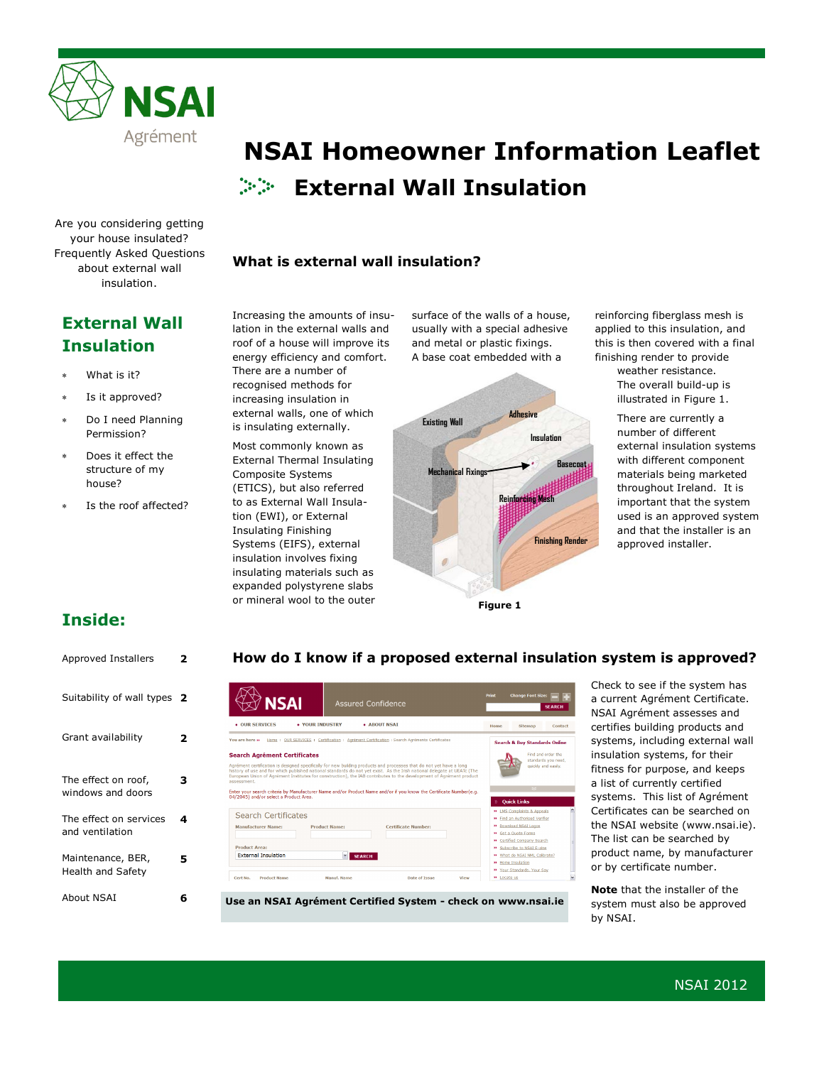# NSAI Homeowner Information Leaflet

## External Wall Insulation

Are you considering getting your house insulated? Frequently Asked Questions about external wall insulation.

## External Wall Insulation

- What is it?
- Is it approved?
- Do I need Planning Permission?
- Does it effect the structure of my house?
- Is the roof affected?

## Inside:

| | |
|---|---|
| Approved Installers | 2 |
| Suitability of wall types | 2 |
| Grant availability | 2 |
| The effect on roof, windows and doors | 3 |
| The effect on services and ventilation | 4 |
| Maintenance, BER, Health and Safety | 5 |
| About NSAI | 6 |

### What is external wall insulation?

Increasing the amounts of insulation in the external walls and roof of a house will improve its energy efficiency and comfort. There are a number of recognised methods for increasing insulation in external walls, one of which is insulating externally.

Most commonly known as External Thermal Insulating Composite Systems (ETICS), but also referred to as External Wall Insulation (EWI), or External Insulating Finishing Systems (EIFS), external insulation involves fixing insulating materials such as expanded polystyrene slabs or mineral wool to the outer surface of the walls of a house, usually with a special adhesive and metal or plastic fixings. A base coat embedded with a reinforcing fiberglass mesh is applied to this insulation, and this is then covered with a final finishing render to provide weather resistance.

The overall build-up is illustrated in Figure 1.

Existing Wall, Adhesive, Insulation, Mechanical Fixings, Basecoat, Reinforcing Mesh, Finishing Render

Figure 1

There are currently a number of different external insulation systems with different component materials being marketed throughout Ireland. It is important that the system used is an approved system and that the installer is an approved installer.

### How do I know if a proposed external insulation system is approved?

**Use an NSAI Agrément Certified System - check on www.nsai.ie**

Check to see if the system has a current Agrément Certificate. NSAI Agrément assesses and certifies building products and systems, including external wall insulation systems, for their fitness for purpose, and keeps a list of currently certified systems. This list of Agrément Certificates can be searched on the NSAI website (www.nsai.ie). The list can be searched by product name, by manufacturer or by certificate number.

**Note** that the installer of the system must also be approved by NSAI.

NSAI 2012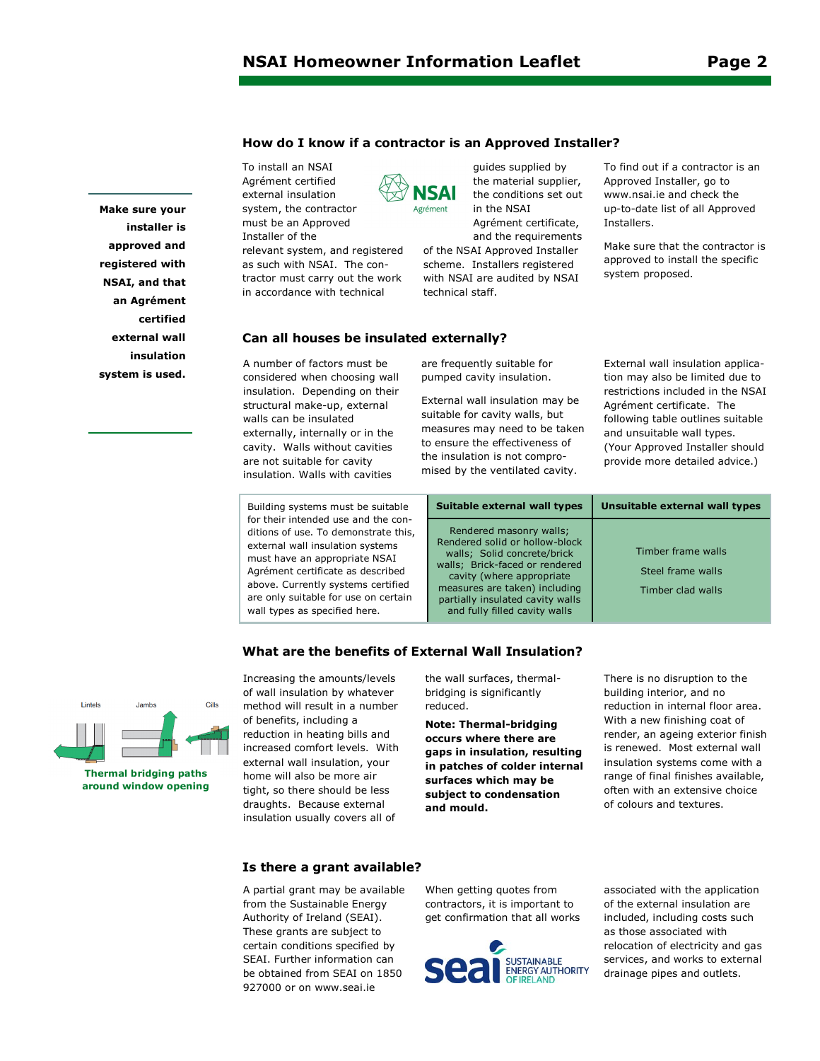**Make sure your installer is approved and registered with NSAI, and that an Agrément certified external wall insulation system is used.**

## How do I know if a contractor is an Approved Installer?

To install an NSAI Agrément certified external insulation system, the contractor must be an Approved Installer of the relevant system, and registered as such with NSAI. The contractor must carry out the work in accordance with technical guides supplied by the material supplier, the conditions set out in the NSAI Agrément certificate, and the requirements of the NSAI Approved Installer scheme. Installers registered with NSAI are audited by NSAI technical staff.

To find out if a contractor is an Approved Installer, go to www.nsai.ie and check the up-to-date list of all Approved Installers.

Make sure that the contractor is approved to install the specific system proposed.

## Can all houses be insulated externally?

A number of factors must be considered when choosing wall insulation. Depending on their structural make-up, external walls can be insulated externally, internally or in the cavity. Walls without cavities are not suitable for cavity insulation. Walls with cavities are frequently suitable for pumped cavity insulation.

External wall insulation may be suitable for cavity walls, but measures may need to be taken to ensure the effectiveness of the insulation is not compromised by the ventilated cavity.

External wall insulation application may also be limited due to restrictions included in the NSAI Agrément certificate. The following table outlines suitable and unsuitable wall types. (Your Approved Installer should provide more detailed advice.)

| Building systems must be suitable for their intended use and the conditions of use. To demonstrate this, external wall insulation systems must have an appropriate NSAI Agrément certificate as described above. Currently systems certified are only suitable for use on certain wall types as specified here. | Suitable external wall types | Unsuitable external wall types |
|---|---|---|
| | Rendered masonry walls; Rendered solid or hollow-block walls; Solid concrete/brick walls; Brick-faced or rendered cavity (where appropriate measures are taken) including partially insulated cavity walls and fully filled cavity walls | Timber frame walls<br>Steel frame walls<br>Timber clad walls |

## What are the benefits of External Wall Insulation?

Increasing the amounts/levels of wall insulation by whatever method will result in a number of benefits, including a reduction in heating bills and increased comfort levels. With external wall insulation, your home will also be more air tight, so there should be less draughts. Because external insulation usually covers all of the wall surfaces, thermal-bridging is significantly reduced.

**Note: Thermal-bridging occurs where there are gaps in insulation, resulting in patches of colder internal surfaces which may be subject to condensation and mould.**

There is no disruption to the building interior, and no reduction in internal floor area. With a new finishing coat of render, an ageing exterior finish is renewed. Most external wall insulation systems come with a range of final finishes available, often with an extensive choice of colours and textures.

Lintels Jambs Cills

**Thermal bridging paths around window opening**

## Is there a grant available?

A partial grant may be available from the Sustainable Energy Authority of Ireland (SEAI). These grants are subject to certain conditions specified by SEAI. Further information can be obtained from SEAI on 1850 927000 or on www.seai.ie

When getting quotes from contractors, it is important to get confirmation that all works associated with the application of the external insulation are included, including costs such as those associated with relocation of electricity and gas services, and works to external drainage pipes and outlets.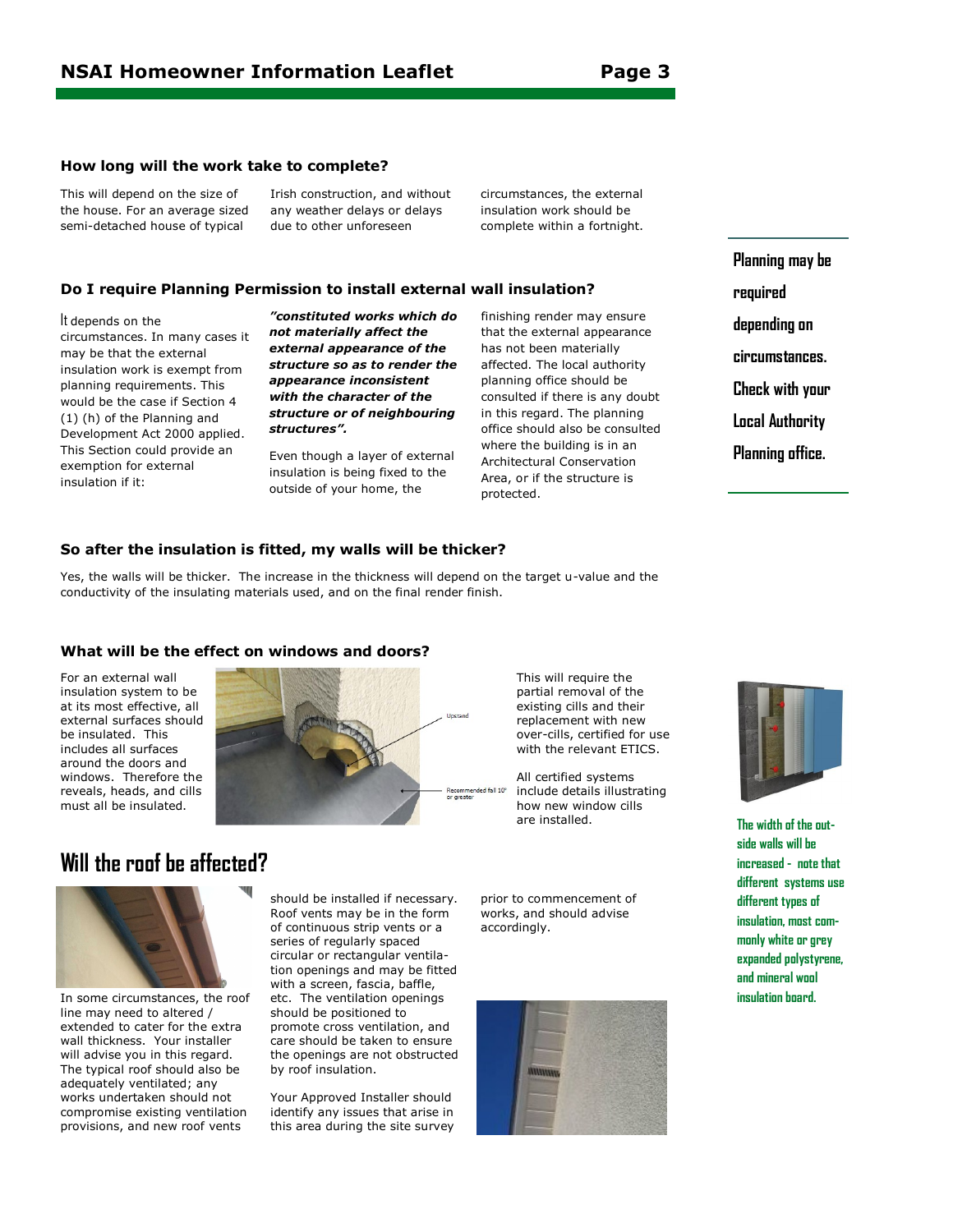## How long will the work take to complete?

This will depend on the size of the house. For an average sized semi-detached house of typical Irish construction, and without any weather delays or delays due to other unforeseen circumstances, the external insulation work should be complete within a fortnight.

## Do I require Planning Permission to install external wall insulation?

It depends on the circumstances. In many cases it may be that the external insulation work is exempt from planning requirements. This would be the case if Section 4 (1) (h) of the Planning and Development Act 2000 applied. This Section could provide an exemption for external insulation if it:

***"constituted works which do not materially affect the external appearance of the structure so as to render the appearance inconsistent with the character of the structure or of neighbouring structures".***

Even though a layer of external insulation is being fixed to the outside of your home, the finishing render may ensure that the external appearance has not been materially affected. The local authority planning office should be consulted if there is any doubt in this regard. The planning office should also be consulted where the building is in an Architectural Conservation Area, or if the structure is protected.

**Planning may be required depending on circumstances. Check with your Local Authority Planning office.**

## So after the insulation is fitted, my walls will be thicker?

Yes, the walls will be thicker. The increase in the thickness will depend on the target u-value and the conductivity of the insulating materials used, and on the final render finish.

## What will be the effect on windows and doors?

For an external wall insulation system to be at its most effective, all external surfaces should be insulated. This includes all surfaces around the doors and windows. Therefore the reveals, heads, and cills must all be insulated.

Upstand

Recommended fall 10° or greater

This will require the partial removal of the existing cills and their replacement with new over-cills, certified for use with the relevant ETICS.

All certified systems include details illustrating how new window cills are installed.

**The width of the outside walls will be increased - note that different systems use different types of insulation, most commonly white or grey expanded polystyrene, and mineral wool insulation board.**

# Will the roof be affected?

In some circumstances, the roof line may need to altered / extended to cater for the extra wall thickness. Your installer will advise you in this regard. The typical roof should also be adequately ventilated; any works undertaken should not compromise existing ventilation provisions, and new roof vents should be installed if necessary. Roof vents may be in the form of continuous strip vents or a series of regularly spaced circular or rectangular ventilation openings and may be fitted with a screen, fascia, baffle, etc. The ventilation openings should be positioned to promote cross ventilation, and care should be taken to ensure the openings are not obstructed by roof insulation.

Your Approved Installer should identify any issues that arise in this area during the site survey prior to commencement of works, and should advise accordingly.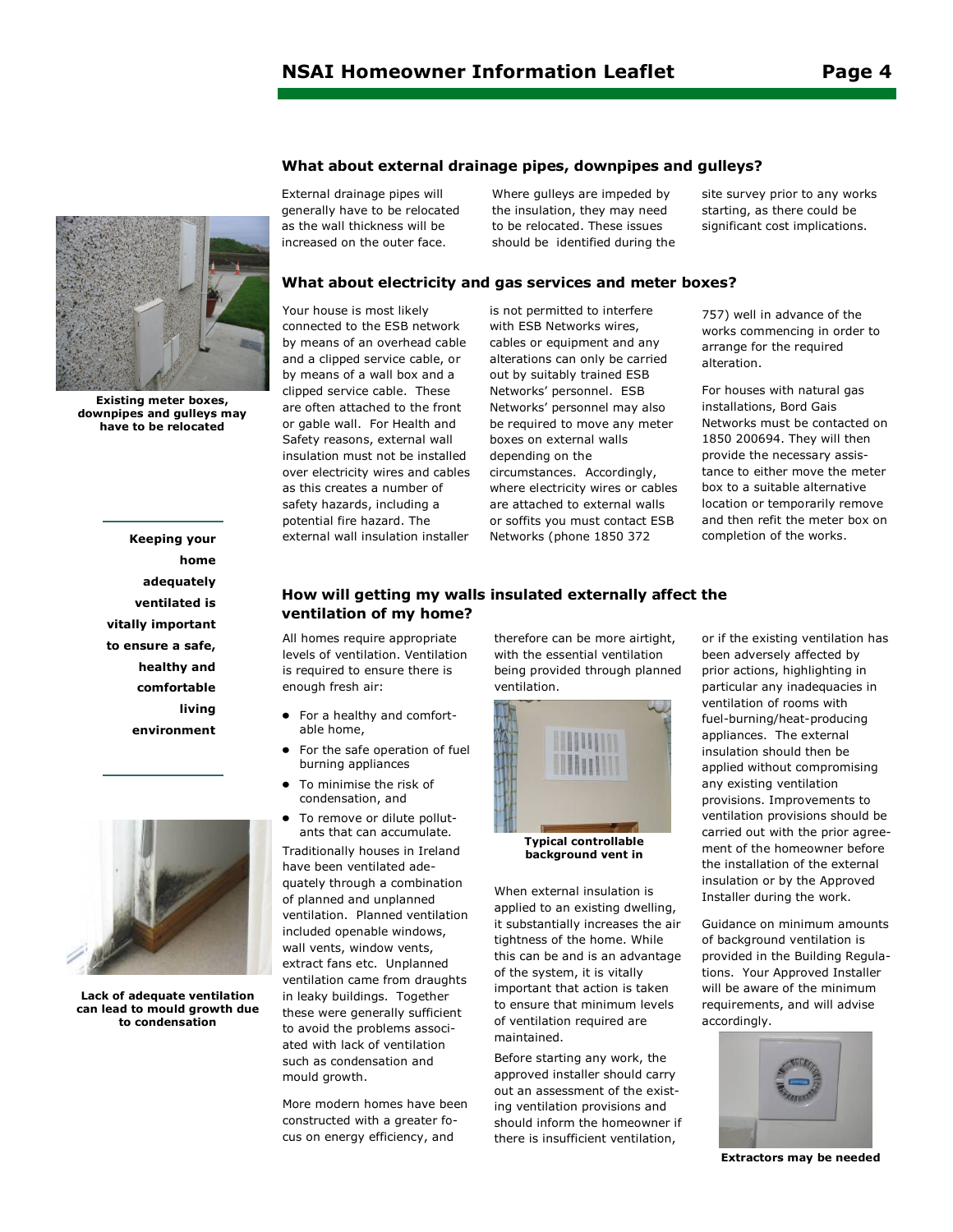## What about external drainage pipes, downpipes and gulleys?

External drainage pipes will generally have to be relocated as the wall thickness will be increased on the outer face. Where gulleys are impeded by the insulation, they may need to be relocated. These issues should be identified during the site survey prior to any works starting, as there could be significant cost implications.

**Existing meter boxes, downpipes and gulleys may have to be relocated**

## What about electricity and gas services and meter boxes?

Your house is most likely connected to the ESB network by means of an overhead cable and a clipped service cable, or by means of a wall box and a clipped service cable. These are often attached to the front or gable wall. For Health and Safety reasons, external wall insulation must not be installed over electricity wires and cables as this creates a number of safety hazards, including a potential fire hazard. The external wall insulation installer is not permitted to interfere with ESB Networks wires, cables or equipment and any alterations can only be carried out by suitably trained ESB Networks' personnel. ESB Networks' personnel may also be required to move any meter boxes on external walls depending on the circumstances. Accordingly, where electricity wires or cables are attached to external walls or soffits you must contact ESB Networks (phone 1850 372 757) well in advance of the works commencing in order to arrange for the required alteration.

For houses with natural gas installations, Bord Gais Networks must be contacted on 1850 200694. They will then provide the necessary assistance to either move the meter box to a suitable alternative location or temporarily remove and then refit the meter box on completion of the works.

**Keeping your home adequately ventilated is vitally important to ensure a safe, healthy and comfortable living environment**

## How will getting my walls insulated externally affect the ventilation of my home?

All homes require appropriate levels of ventilation. Ventilation is required to ensure there is enough fresh air:

- For a healthy and comfortable home,
- For the safe operation of fuel burning appliances
- To minimise the risk of condensation, and
- To remove or dilute pollutants that can accumulate.

Traditionally houses in Ireland have been ventilated adequately through a combination of planned and unplanned ventilation. Planned ventilation included openable windows, wall vents, window vents, extract fans etc. Unplanned ventilation came from draughts in leaky buildings. Together these were generally sufficient to avoid the problems associated with lack of ventilation such as condensation and mould growth.

**Lack of adequate ventilation can lead to mould growth due to condensation**

More modern homes have been constructed with a greater focus on energy efficiency, and therefore can be more airtight, with the essential ventilation being provided through planned ventilation.

**Typical controllable background vent in**

When external insulation is applied to an existing dwelling, it substantially increases the air tightness of the home. While this can be and is an advantage of the system, it is vitally important that action is taken to ensure that minimum levels of ventilation required are maintained.

Before starting any work, the approved installer should carry out an assessment of the existing ventilation provisions and should inform the homeowner if there is insufficient ventilation, or if the existing ventilation has been adversely affected by prior actions, highlighting in particular any inadequacies in ventilation of rooms with fuel-burning/heat-producing appliances. The external insulation should then be applied without compromising any existing ventilation provisions. Improvements to ventilation provisions should be carried out with the prior agreement of the homeowner before the installation of the external insulation or by the Approved Installer during the work.

Guidance on minimum amounts of background ventilation is provided in the Building Regulations. Your Approved Installer will be aware of the minimum requirements, and will advise accordingly.

**Extractors may be needed**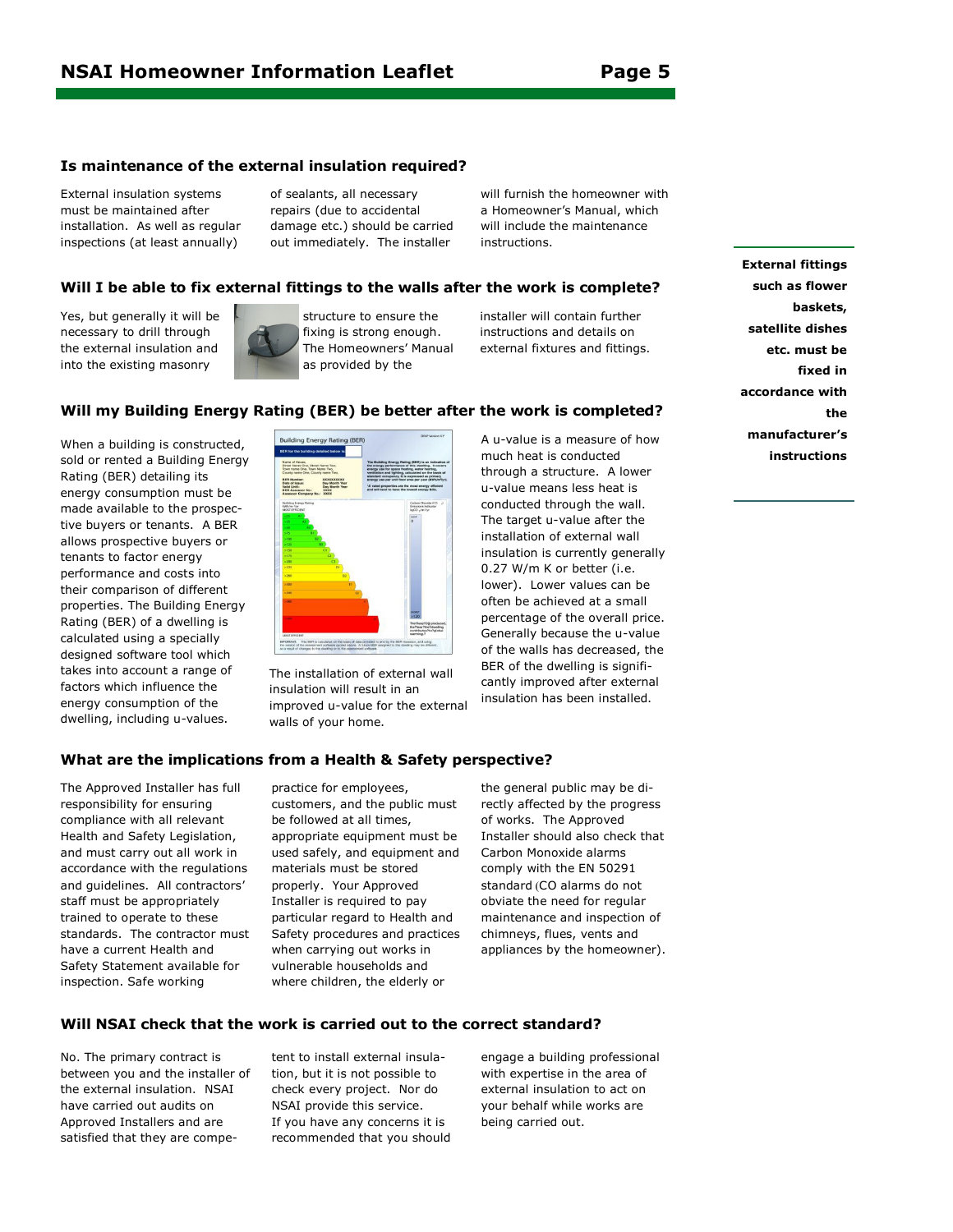## Is maintenance of the external insulation required?

External insulation systems must be maintained after installation. As well as regular inspections (at least annually) of sealants, all necessary repairs (due to accidental damage etc.) should be carried out immediately. The installer will furnish the homeowner with a Homeowner's Manual, which will include the maintenance instructions.

## Will I be able to fix external fittings to the walls after the work is complete?

Yes, but generally it will be necessary to drill through the external insulation and into the existing masonry structure to ensure the fixing is strong enough. The Homeowners' Manual as provided by the installer will contain further instructions and details on external fixtures and fittings.

**External fittings such as flower baskets, satellite dishes etc. must be fixed in accordance with the manufacturer's instructions**

## Will my Building Energy Rating (BER) be better after the work is completed?

When a building is constructed, sold or rented a Building Energy Rating (BER) detailing its energy consumption must be made available to the prospective buyers or tenants. A BER allows prospective buyers or tenants to factor energy performance and costs into their comparison of different properties. The Building Energy Rating (BER) of a dwelling is calculated using a specially designed software tool which takes into account a range of factors which influence the energy consumption of the dwelling, including u-values.

The installation of external wall insulation will result in an improved u-value for the external walls of your home.

A u-value is a measure of how much heat is conducted through a structure. A lower u-value means less heat is conducted through the wall. The target u-value after the installation of external wall insulation is currently generally 0.27 W/m K or better (i.e. lower). Lower values can be often be achieved at a small percentage of the overall price. Generally because the u-value of the walls has decreased, the BER of the dwelling is significantly improved after external insulation has been installed.

## What are the implications from a Health & Safety perspective?

The Approved Installer has full responsibility for ensuring compliance with all relevant Health and Safety Legislation, and must carry out all work in accordance with the regulations and guidelines. All contractors' staff must be appropriately trained to operate to these standards. The contractor must have a current Health and Safety Statement available for inspection. Safe working practice for employees, customers, and the public must be followed at all times, appropriate equipment must be used safely, and equipment and materials must be stored properly. Your Approved Installer is required to pay particular regard to Health and Safety procedures and practices when carrying out works in vulnerable households and where children, the elderly or the general public may be directly affected by the progress of works. The Approved Installer should also check that Carbon Monoxide alarms comply with the EN 50291 standard (CO alarms do not obviate the need for regular maintenance and inspection of chimneys, flues, vents and appliances by the homeowner).

## Will NSAI check that the work is carried out to the correct standard?

No. The primary contract is between you and the installer of the external insulation. NSAI have carried out audits on Approved Installers and are satisfied that they are competent to install external insulation, but it is not possible to check every project. Nor do NSAI provide this service. If you have any concerns it is recommended that you should engage a building professional with expertise in the area of external insulation to act on your behalf while works are being carried out.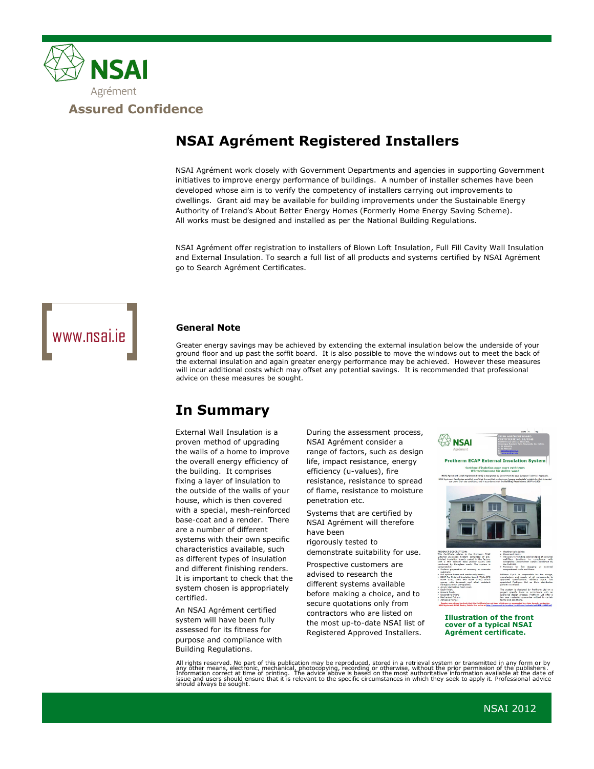NSAI Agrément

Assured Confidence

# NSAI Agrément Registered Installers

NSAI Agrément work closely with Government Departments and agencies in supporting Government initiatives to improve energy performance of buildings. A number of installer schemes have been developed whose aim is to verify the competency of installers carrying out improvements to dwellings. Grant aid may be available for building improvements under the Sustainable Energy Authority of Ireland's About Better Energy Homes (Formerly Home Energy Saving Scheme). All works must be designed and installed as per the National Building Regulations.

NSAI Agrément offer registration to installers of Blown Loft Insulation, Full Fill Cavity Wall Insulation and External Insulation. To search a full list of all products and systems certified by NSAI Agrément go to Search Agrément Certificates.

www.nsai.ie

### General Note

Greater energy savings may be achieved by extending the external insulation below the underside of your ground floor and up past the soffit board. It is also possible to move the windows out to meet the back of the external insulation and again greater energy performance may be achieved. However these measures will incur additional costs which may offset any potential savings. It is recommended that professional advice on these measures be sought.

## In Summary

External Wall Insulation is a proven method of upgrading the walls of a home to improve the overall energy efficiency of the building. It comprises fixing a layer of insulation to the outside of the walls of your house, which is then covered with a special, mesh-reinforced base-coat and a render. There are a number of different systems with their own specific characteristics available, such as different types of insulation and different finishing renders. It is important to check that the system chosen is appropriately certified.

An NSAI Agrément certified system will have been fully assessed for its fitness for purpose and compliance with Building Regulations.

During the assessment process, NSAI Agrément consider a range of factors, such as design life, impact resistance, energy efficiency (u-values), fire resistance, resistance to spread of flame, resistance to moisture penetration etc.

Systems that are certified by NSAI Agrément will therefore have been rigorously tested to demonstrate suitability for use.

Prospective customers are advised to research the different systems available before making a choice, and to secure quotations only from contractors who are listed on the most up-to-date NSAI list of Registered Approved Installers.

**Illustration of the front cover of a typical NSAI Agrément certificate.**

All rights reserved. No part of this publication may be reproduced, stored in a retrieval system or transmitted in any form or by any other means, electronic, mechanical, photocopying, recording or otherwise, without the prior permission of the publishers. Information correct at time of printing. The advice above is based on the most authoritative information available at the date of issue and users should ensure that it is relevant to the specific circumstances in which they seek to apply it. Professional advice should always be sought.

NSAI 2012